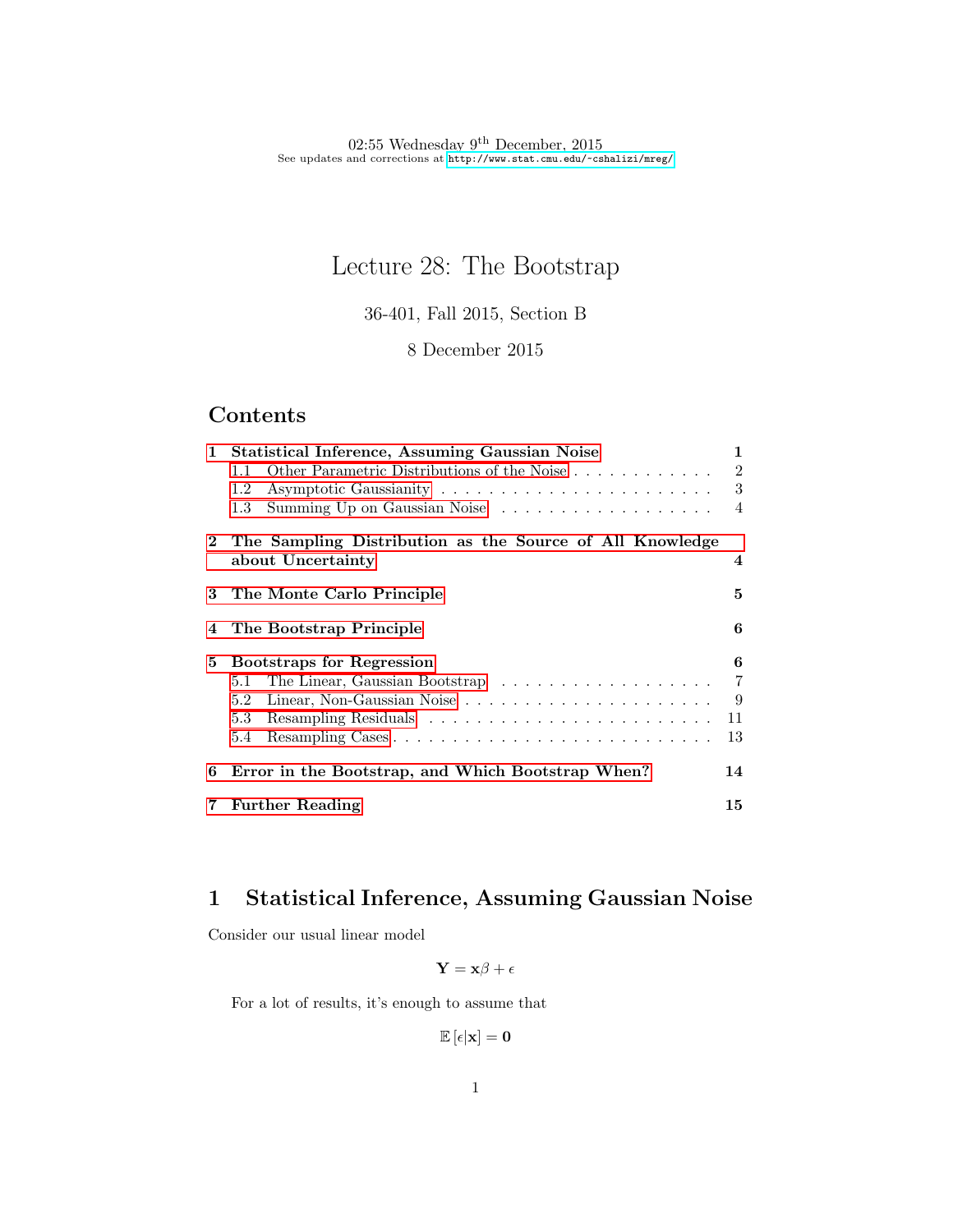02:55 Wednesday 9th December, 2015
See updates and corrections at http://www.stat.cmu.edu/~cshalizi/mreg/

# Lecture 28: The Bootstrap

36-401, Fall 2015, Section B

8 December 2015

## Contents

- 1 Statistical Inference, Assuming Gaussian Noise — 1
  - 1.1 Other Parametric Distributions of the Noise — 2
  - 1.2 Asymptotic Gaussianity — 3
  - 1.3 Summing Up on Gaussian Noise — 4
- 2 The Sampling Distribution as the Source of All Knowledge about Uncertainty — 4
- 3 The Monte Carlo Principle — 5
- 4 The Bootstrap Principle — 6
- 5 Bootstraps for Regression — 6
  - 5.1 The Linear, Gaussian Bootstrap — 7
  - 5.2 Linear, Non-Gaussian Noise — 9
  - 5.3 Resampling Residuals — 11
  - 5.4 Resampling Cases — 13
- 6 Error in the Bootstrap, and Which Bootstrap When? — 14
- 7 Further Reading — 15

## 1 Statistical Inference, Assuming Gaussian Noise

Consider our usual linear model

$$\mathbf{Y} = \mathbf{x}\beta + \epsilon$$

For a lot of results, it's enough to assume that

$$\mathbb{E}[\epsilon|\mathbf{x}] = \mathbf{0}$$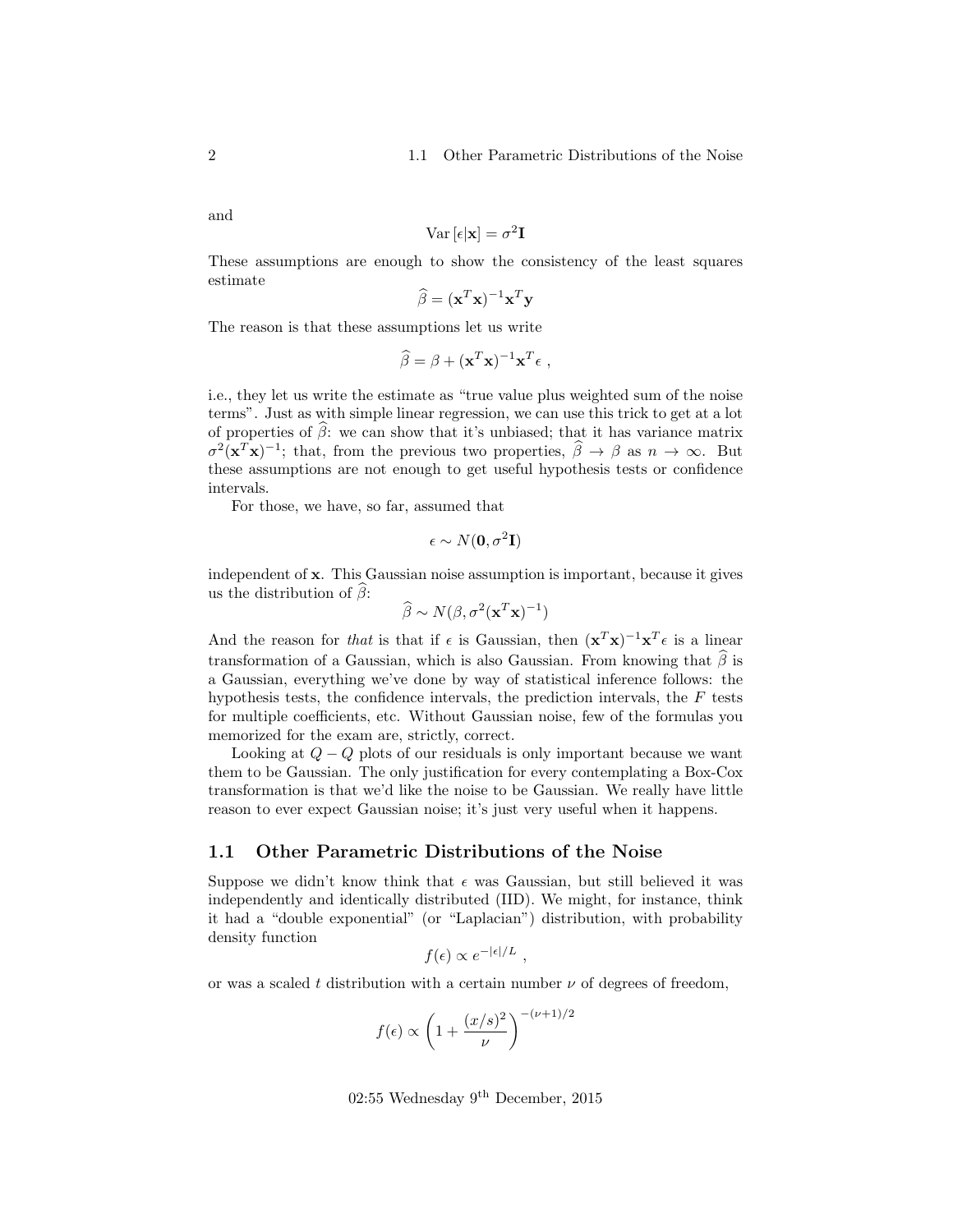and

$$\text{Var}[\epsilon|\mathbf{x}] = \sigma^2\mathbf{I}$$

These assumptions are enough to show the consistency of the least squares estimate

$$\widehat{\beta} = (\mathbf{x}^T\mathbf{x})^{-1}\mathbf{x}^T\mathbf{y}$$

The reason is that these assumptions let us write

$$\widehat{\beta} = \beta + (\mathbf{x}^T\mathbf{x})^{-1}\mathbf{x}^T\epsilon ,$$

i.e., they let us write the estimate as "true value plus weighted sum of the noise terms". Just as with simple linear regression, we can use this trick to get at a lot of properties of $\widehat{\beta}$: we can show that it's unbiased; that it has variance matrix $\sigma^2(\mathbf{x}^T\mathbf{x})^{-1}$; that, from the previous two properties, $\widehat{\beta} \to \beta$ as $n \to \infty$. But these assumptions are not enough to get useful hypothesis tests or confidence intervals.

For those, we have, so far, assumed that

$$\epsilon \sim N(\mathbf{0}, \sigma^2\mathbf{I})$$

independent of $\mathbf{x}$. This Gaussian noise assumption is important, because it gives us the distribution of $\widehat{\beta}$:

$$\widehat{\beta} \sim N(\beta, \sigma^2(\mathbf{x}^T\mathbf{x})^{-1})$$

And the reason for *that* is that if $\epsilon$ is Gaussian, then $(\mathbf{x}^T\mathbf{x})^{-1}\mathbf{x}^T\epsilon$ is a linear transformation of a Gaussian, which is also Gaussian. From knowing that $\widehat{\beta}$ is a Gaussian, everything we've done by way of statistical inference follows: the hypothesis tests, the confidence intervals, the prediction intervals, the $F$ tests for multiple coefficients, etc. Without Gaussian noise, few of the formulas you memorized for the exam are, strictly, correct.

Looking at $Q-Q$ plots of our residuals is only important because we want them to be Gaussian. The only justification for every contemplating a Box-Cox transformation is that we'd like the noise to be Gaussian. We really have little reason to ever expect Gaussian noise; it's just very useful when it happens.

## 1.1 Other Parametric Distributions of the Noise

Suppose we didn't know think that $\epsilon$ was Gaussian, but still believed it was independently and identically distributed (IID). We might, for instance, think it had a "double exponential" (or "Laplacian") distribution, with probability density function

$$f(\epsilon) \propto e^{-|\epsilon|/L} ,$$

or was a scaled $t$ distribution with a certain number $\nu$ of degrees of freedom,

$$f(\epsilon) \propto \left(1 + \frac{(x/s)^2}{\nu}\right)^{-(\nu+1)/2}$$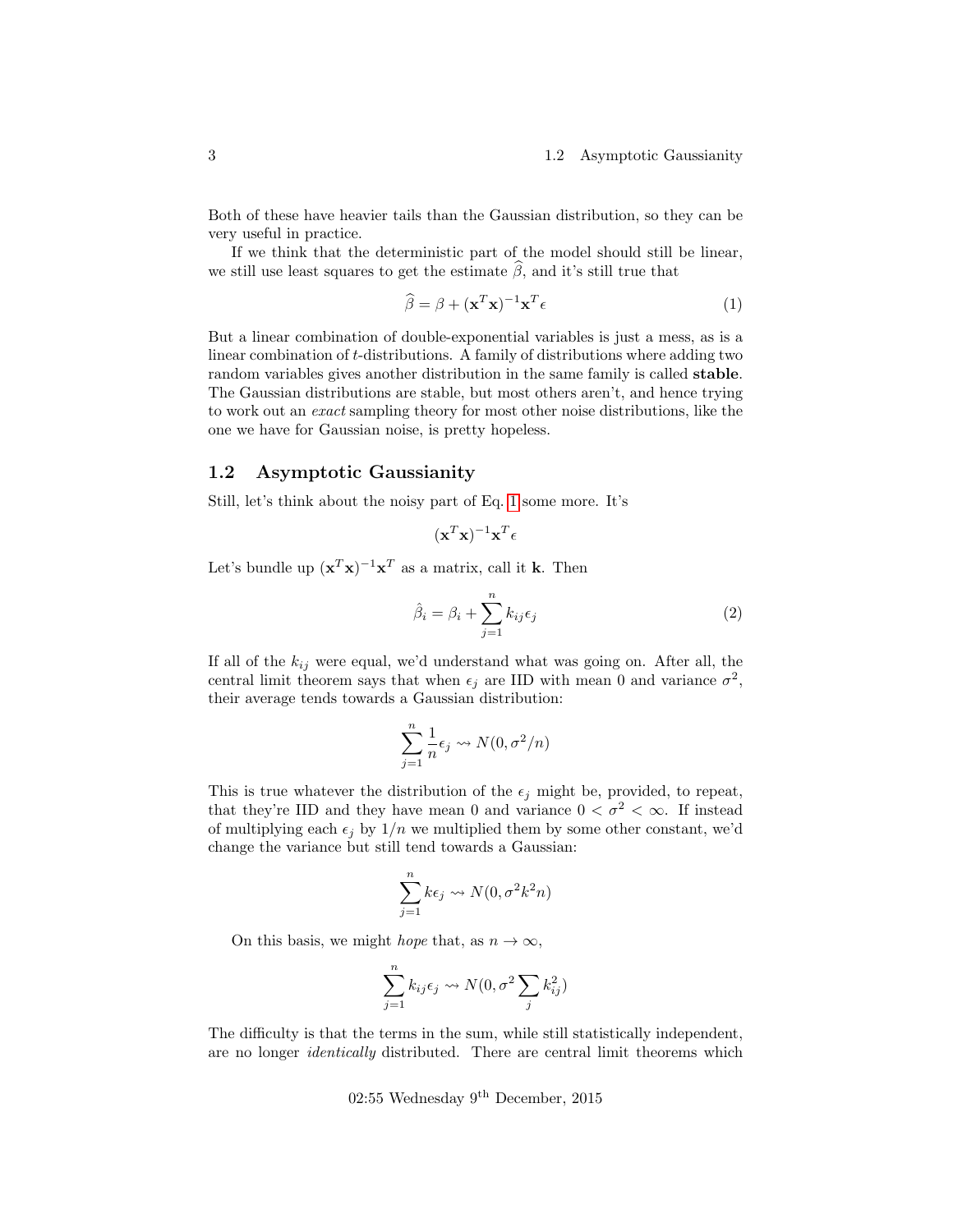Both of these have heavier tails than the Gaussian distribution, so they can be very useful in practice.

If we think that the deterministic part of the model should still be linear, we still use least squares to get the estimate $\widehat{\beta}$, and it's still true that

$$\widehat{\beta} = \beta + (\mathbf{x}^T\mathbf{x})^{-1}\mathbf{x}^T\epsilon \tag{1}$$

But a linear combination of double-exponential variables is just a mess, as is a linear combination of $t$-distributions. A family of distributions where adding two random variables gives another distribution in the same family is called **stable**. The Gaussian distributions are stable, but most others aren't, and hence trying to work out an *exact* sampling theory for most other noise distributions, like the one we have for Gaussian noise, is pretty hopeless.

## 1.2 Asymptotic Gaussianity

Still, let's think about the noisy part of Eq. 1 some more. It's

$$(\mathbf{x}^T\mathbf{x})^{-1}\mathbf{x}^T\epsilon$$

Let's bundle up $(\mathbf{x}^T\mathbf{x})^{-1}\mathbf{x}^T$ as a matrix, call it $\mathbf{k}$. Then

$$\hat{\beta}_i = \beta_i + \sum_{j=1}^{n} k_{ij}\epsilon_j \tag{2}$$

If all of the $k_{ij}$ were equal, we'd understand what was going on. After all, the central limit theorem says that when $\epsilon_j$ are IID with mean 0 and variance $\sigma^2$, their average tends towards a Gaussian distribution:

$$\sum_{j=1}^{n} \frac{1}{n}\epsilon_j \rightsquigarrow N(0, \sigma^2/n)$$

This is true whatever the distribution of the $\epsilon_j$ might be, provided, to repeat, that they're IID and they have mean 0 and variance $0 < \sigma^2 < \infty$. If instead of multiplying each $\epsilon_j$ by $1/n$ we multiplied them by some other constant, we'd change the variance but still tend towards a Gaussian:

$$\sum_{j=1}^{n} k\epsilon_j \rightsquigarrow N(0, \sigma^2 k^2 n)$$

On this basis, we might *hope* that, as $n \to \infty$,

$$\sum_{j=1}^{n} k_{ij}\epsilon_j \rightsquigarrow N(0, \sigma^2 \sum_j k_{ij}^2)$$

The difficulty is that the terms in the sum, while still statistically independent, are no longer *identically* distributed. There are central limit theorems which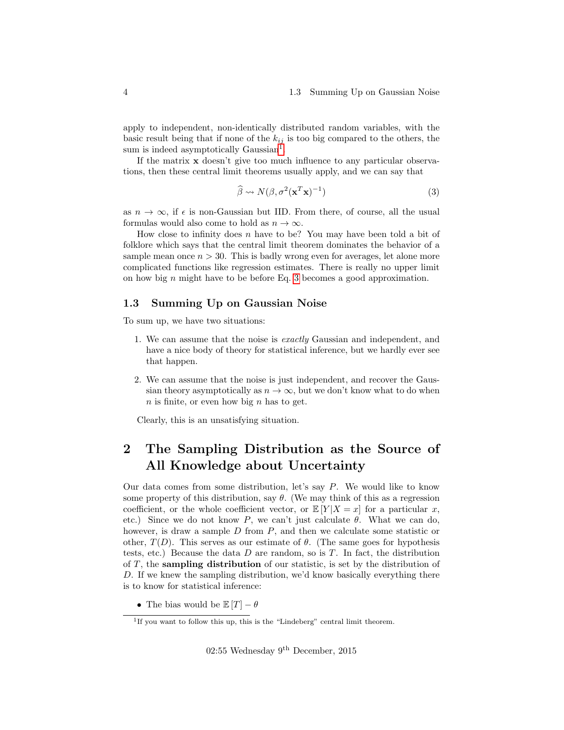apply to independent, non-identically distributed random variables, with the basic result being that if none of the $k_{ij}$ is too big compared to the others, the sum is indeed asymptotically Gaussian[1].

If the matrix $\mathbf{x}$ doesn't give too much influence to any particular observations, then these central limit theorems usually apply, and we can say that

$$\widehat{\beta} \rightsquigarrow N(\beta, \sigma^2(\mathbf{x}^T\mathbf{x})^{-1}) \tag{3}$$

as $n \to \infty$, if $\epsilon$ is non-Gaussian but IID. From there, of course, all the usual formulas would also come to hold as $n \to \infty$.

How close to infinity does $n$ have to be? You may have been told a bit of folklore which says that the central limit theorem dominates the behavior of a sample mean once $n > 30$. This is badly wrong even for averages, let alone more complicated functions like regression estimates. There is really no upper limit on how big $n$ might have to be before Eq. 3 becomes a good approximation.

### 1.3 Summing Up on Gaussian Noise

To sum up, we have two situations:

1. We can assume that the noise is *exactly* Gaussian and independent, and have a nice body of theory for statistical inference, but we hardly ever see that happen.

2. We can assume that the noise is just independent, and recover the Gaussian theory asymptotically as $n \to \infty$, but we don't know what to do when $n$ is finite, or even how big $n$ has to get.

Clearly, this is an unsatisfying situation.

## 2 The Sampling Distribution as the Source of All Knowledge about Uncertainty

Our data comes from some distribution, let's say $P$. We would like to know some property of this distribution, say $\theta$. (We may think of this as a regression coefficient, or the whole coefficient vector, or $\mathbb{E}[Y|X = x]$ for a particular $x$, etc.) Since we do not know $P$, we can't just calculate $\theta$. What we can do, however, is draw a sample $D$ from $P$, and then we calculate some statistic or other, $T(D)$. This serves as our estimate of $\theta$. (The same goes for hypothesis tests, etc.) Because the data $D$ are random, so is $T$. In fact, the distribution of $T$, the **sampling distribution** of our statistic, is set by the distribution of $D$. If we knew the sampling distribution, we'd know basically everything there is to know for statistical inference:

- The bias would be $\mathbb{E}[T] - \theta$

[1] If you want to follow this up, this is the "Lindeberg" central limit theorem.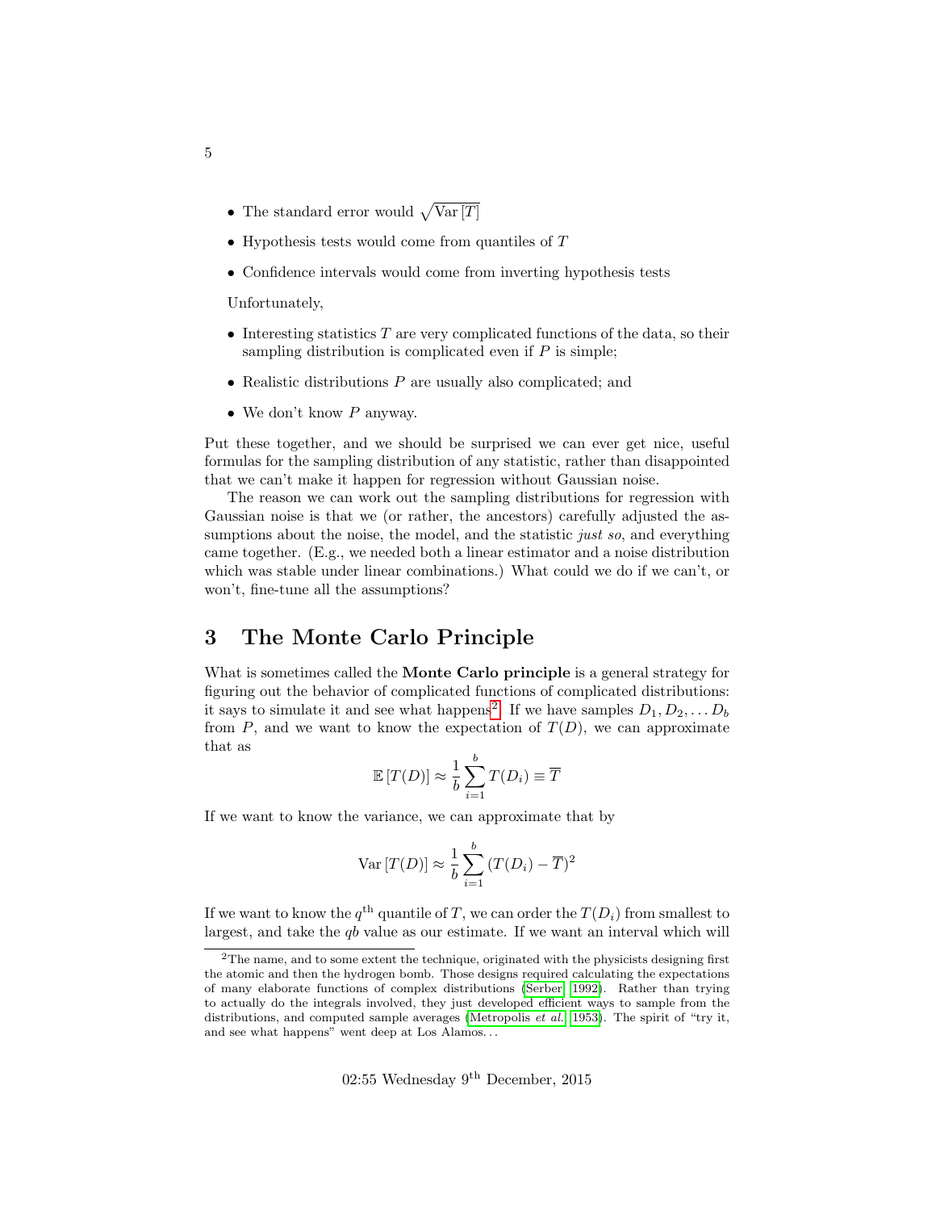- The standard error would $\sqrt{\text{Var}[T]}$
- Hypothesis tests would come from quantiles of $T$
- Confidence intervals would come from inverting hypothesis tests

Unfortunately,

- Interesting statistics $T$ are very complicated functions of the data, so their sampling distribution is complicated even if $P$ is simple;
- Realistic distributions $P$ are usually also complicated; and
- We don't know $P$ anyway.

Put these together, and we should be surprised we can ever get nice, useful formulas for the sampling distribution of any statistic, rather than disappointed that we can't make it happen for regression without Gaussian noise.

The reason we can work out the sampling distributions for regression with Gaussian noise is that we (or rather, the ancestors) carefully adjusted the assumptions about the noise, the model, and the statistic *just so*, and everything came together. (E.g., we needed both a linear estimator and a noise distribution which was stable under linear combinations.) What could we do if we can't, or won't, fine-tune all the assumptions?

# 3 The Monte Carlo Principle

What is sometimes called the **Monte Carlo principle** is a general strategy for figuring out the behavior of complicated functions of complicated distributions: it says to simulate it and see what happens[2]. If we have samples $D_1, D_2, \ldots D_b$ from $P$, and we want to know the expectation of $T(D)$, we can approximate that as

$$\mathbb{E}[T(D)] \approx \frac{1}{b}\sum_{i=1}^{b} T(D_i) \equiv \overline{T}$$

If we want to know the variance, we can approximate that by

$$\text{Var}[T(D)] \approx \frac{1}{b}\sum_{i=1}^{b} (T(D_i) - \overline{T})^2$$

If we want to know the $q^{\text{th}}$ quantile of $T$, we can order the $T(D_i)$ from smallest to largest, and take the $qb$ value as our estimate. If we want an interval which will

[2] The name, and to some extent the technique, originated with the physicists designing first the atomic and then the hydrogen bomb. Those designs required calculating the expectations of many elaborate functions of complex distributions (Serber, 1992). Rather than trying to actually do the integrals involved, they just developed efficient ways to sample from the distributions, and computed sample averages (Metropolis *et al.*, 1953). The spirit of "try it, and see what happens" went deep at Los Alamos...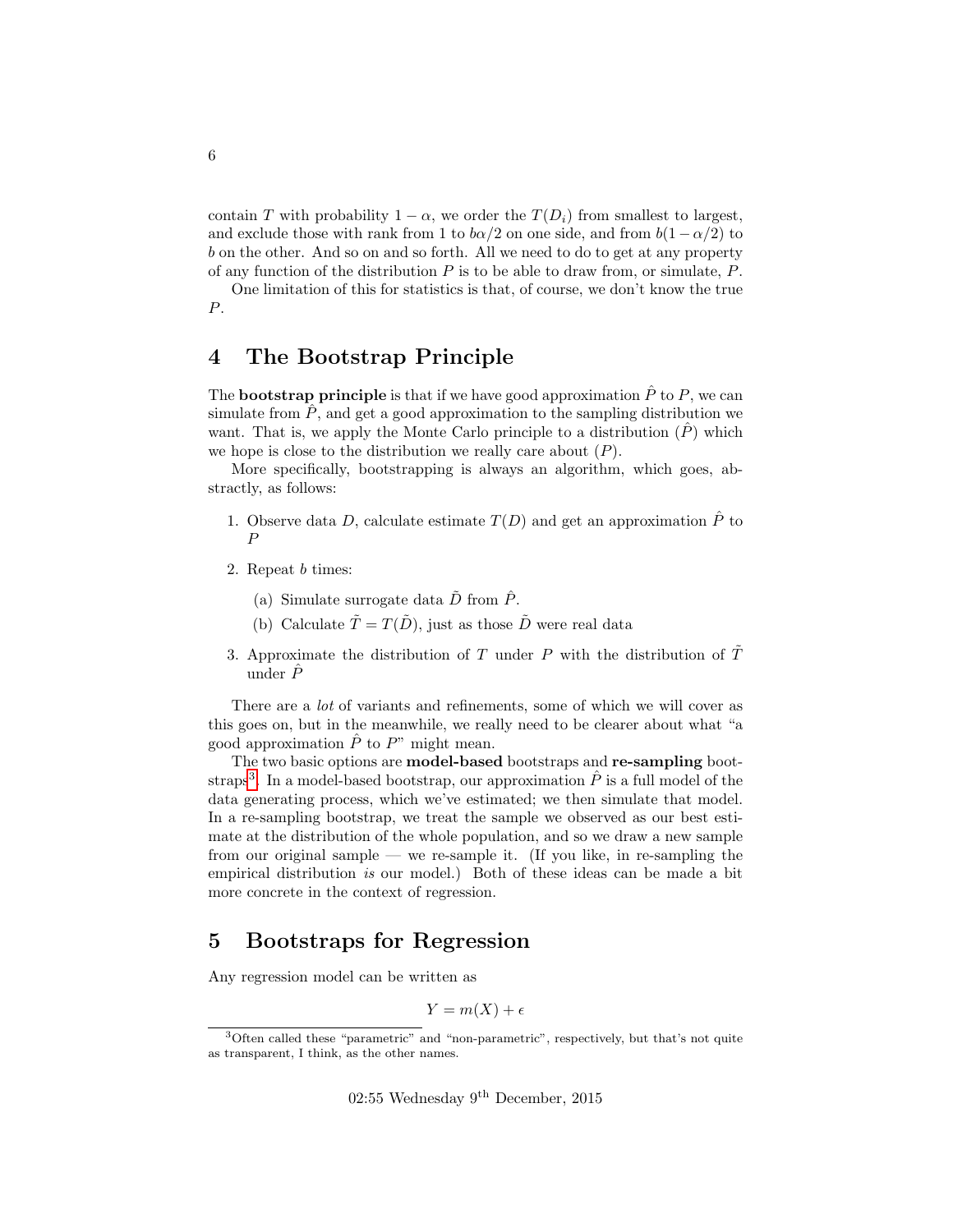contain $T$ with probability $1 - \alpha$, we order the $T(D_i)$ from smallest to largest, and exclude those with rank from 1 to $b\alpha/2$ on one side, and from $b(1-\alpha/2)$ to $b$ on the other. And so on and so forth. All we need to do to get at any property of any function of the distribution $P$ is to be able to draw from, or simulate, $P$.

One limitation of this for statistics is that, of course, we don't know the true $P$.

# 4 The Bootstrap Principle

The **bootstrap principle** is that if we have good approximation $\hat{P}$ to $P$, we can simulate from $\hat{P}$, and get a good approximation to the sampling distribution we want. That is, we apply the Monte Carlo principle to a distribution ($\hat{P}$) which we hope is close to the distribution we really care about ($P$).

More specifically, bootstrapping is always an algorithm, which goes, abstractly, as follows:

1. Observe data $D$, calculate estimate $T(D)$ and get an approximation $\hat{P}$ to $P$
2. Repeat $b$ times:
   (a) Simulate surrogate data $\tilde{D}$ from $\hat{P}$.
   (b) Calculate $\tilde{T} = T(\tilde{D})$, just as those $\tilde{D}$ were real data
3. Approximate the distribution of $T$ under $P$ with the distribution of $\tilde{T}$ under $\hat{P}$

There are a *lot* of variants and refinements, some of which we will cover as this goes on, but in the meanwhile, we really need to be clearer about what "a good approximation $\hat{P}$ to $P$" might mean.

The two basic options are **model-based** bootstraps and **re-sampling** bootstraps[3]. In a model-based bootstrap, our approximation $\hat{P}$ is a full model of the data generating process, which we've estimated; we then simulate that model. In a re-sampling bootstrap, we treat the sample we observed as our best estimate at the distribution of the whole population, and so we draw a new sample from our original sample — we re-sample it. (If you like, in re-sampling the empirical distribution *is* our model.) Both of these ideas can be made a bit more concrete in the context of regression.

# 5 Bootstraps for Regression

Any regression model can be written as

$$Y = m(X) + \epsilon$$

[3] Often called these "parametric" and "non-parametric", respectively, but that's not quite as transparent, I think, as the other names.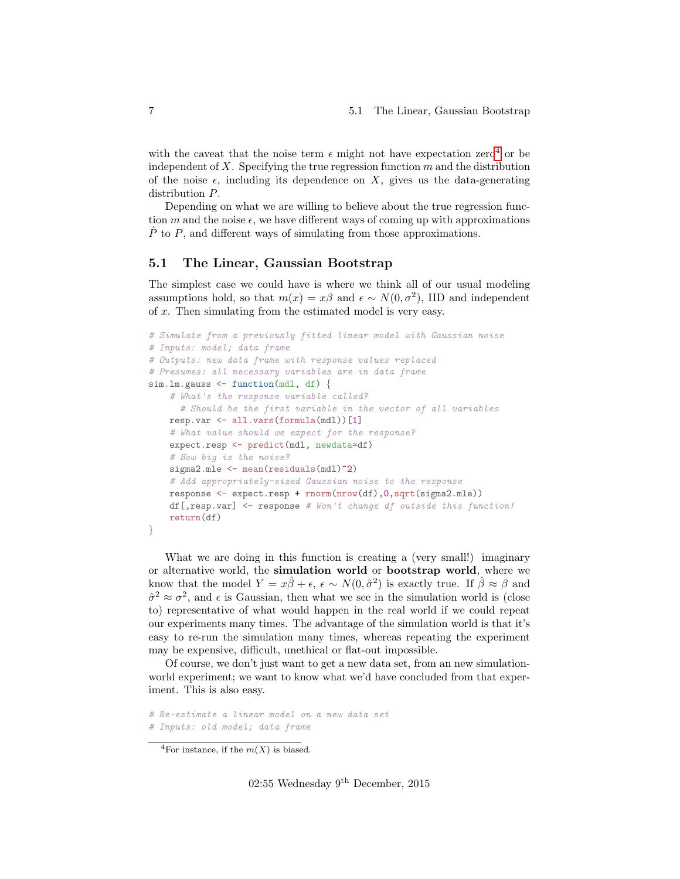with the caveat that the noise term $\epsilon$ might not have expectation zero[4] or be independent of $X$. Specifying the true regression function $m$ and the distribution of the noise $\epsilon$, including its dependence on $X$, gives us the data-generating distribution $P$.

Depending on what we are willing to believe about the true regression function $m$ and the noise $\epsilon$, we have different ways of coming up with approximations $\hat{P}$ to $P$, and different ways of simulating from those approximations.

## 5.1 The Linear, Gaussian Bootstrap

The simplest case we could have is where we think all of our usual modeling assumptions hold, so that $m(x) = x\beta$ and $\epsilon \sim N(0, \sigma^2)$, IID and independent of $x$. Then simulating from the estimated model is very easy.

```
# Simulate from a previously fitted linear model with Gaussian noise
# Inputs: model; data frame
# Outputs: new data frame with response values replaced
# Presumes: all necessary variables are in data frame
sim.lm.gauss <- function(mdl, df) {
    # What's the response variable called?
      # Should be the first variable in the vector of all variables
    resp.var <- all.vars(formula(mdl))[1]
    # What value should we expect for the response?
    expect.resp <- predict(mdl, newdata=df)
    # How big is the noise?
    sigma2.mle <- mean(residuals(mdl)^2)
    # Add appropriately-sized Gaussian noise to the response
    response <- expect.resp + rnorm(nrow(df),0,sqrt(sigma2.mle))
    df[,resp.var] <- response # Won't change df outside this function!
    return(df)
}
```

What we are doing in this function is creating a (very small!) imaginary or alternative world, the **simulation world** or **bootstrap world**, where we know that the model $Y = x\hat{\beta} + \epsilon$, $\epsilon \sim N(0, \hat{\sigma}^2)$ is exactly true. If $\hat{\beta} \approx \beta$ and $\hat{\sigma}^2 \approx \sigma^2$, and $\epsilon$ is Gaussian, then what we see in the simulation world is (close to) representative of what would happen in the real world if we could repeat our experiments many times. The advantage of the simulation world is that it's easy to re-run the simulation many times, whereas repeating the experiment may be expensive, difficult, unethical or flat-out impossible.

Of course, we don't just want to get a new data set, from an new simulation-world experiment; we want to know what we'd have concluded from that experiment. This is also easy.

```
# Re-estimate a linear model on a new data set
# Inputs: old model; data frame
```

[4] For instance, if the $m(X)$ is biased.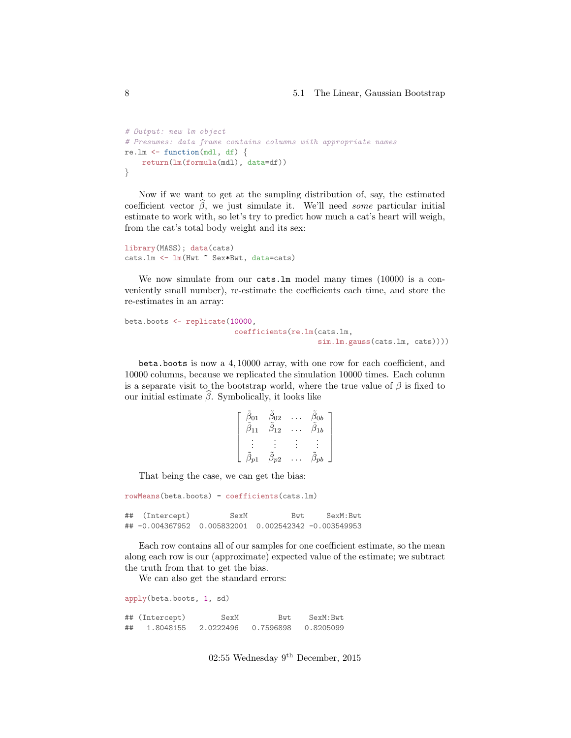```
# Output: new lm object
# Presumes: data frame contains columns with appropriate names
re.lm <- function(mdl, df) {
    return(lm(formula(mdl), data=df))
}
```

Now if we want to get at the sampling distribution of, say, the estimated coefficient vector $\widehat{\beta}$, we just simulate it. We'll need *some* particular initial estimate to work with, so let's try to predict how much a cat's heart will weigh, from the cat's total body weight and its sex:

```
library(MASS); data(cats)
cats.lm <- lm(Hwt ~ Sex*Bwt, data=cats)
```

We now simulate from our `cats.lm` model many times (10000 is a conveniently small number), re-estimate the coefficients each time, and store the re-estimates in an array:

```
beta.boots <- replicate(10000,
                        coefficients(re.lm(cats.lm,
                                           sim.lm.gauss(cats.lm, cats))))
```

`beta.boots` is now a 4, 10000 array, with one row for each coefficient, and 10000 columns, because we replicated the simulation 10000 times. Each column is a separate visit to the bootstrap world, where the true value of $\beta$ is fixed to our initial estimate $\widehat{\beta}$. Symbolically, it looks like

$$\begin{bmatrix} \tilde{\beta}_{01} & \tilde{\beta}_{02} & \ldots & \tilde{\beta}_{0b} \\ \tilde{\beta}_{11} & \tilde{\beta}_{12} & \ldots & \tilde{\beta}_{1b} \\ \vdots & \vdots & \vdots & \vdots \\ \tilde{\beta}_{p1} & \tilde{\beta}_{p2} & \ldots & \tilde{\beta}_{pb} \end{bmatrix}$$

That being the case, we can get the bias:

```
rowMeans(beta.boots) - coefficients(cats.lm)

##  (Intercept)         SexM          Bwt      SexM:Bwt
## -0.004367952  0.005832001  0.002542342 -0.003549953
```

Each row contains all of our samples for one coefficient estimate, so the mean along each row is our (approximate) expected value of the estimate; we subtract the truth from that to get the bias.

We can also get the standard errors:

```
apply(beta.boots, 1, sd)

## (Intercept)        SexM         Bwt    SexM:Bwt
##   1.8048155   2.0222496   0.7596898   0.8205099
```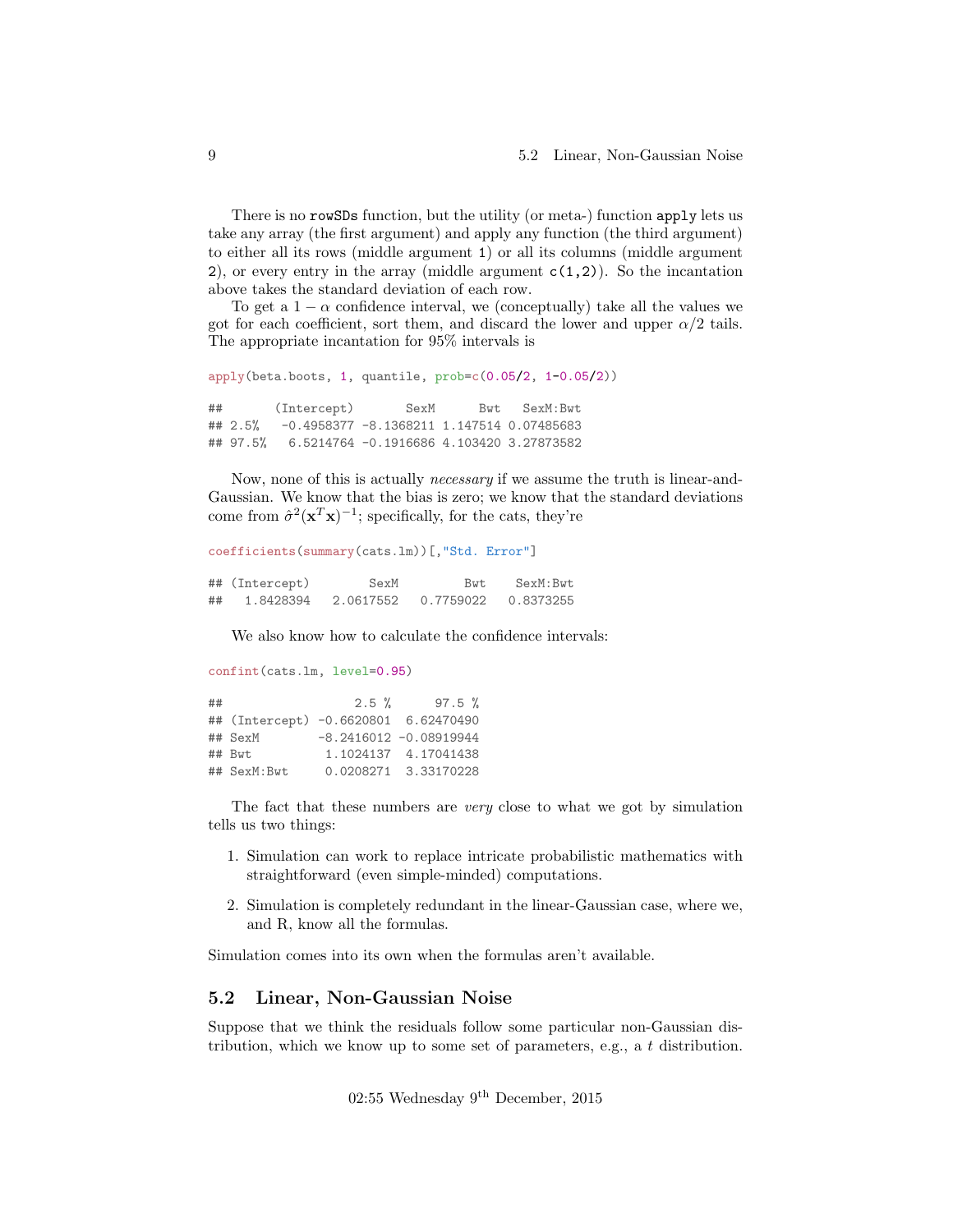There is no `rowSDs` function, but the utility (or meta-) function `apply` lets us take any array (the first argument) and apply any function (the third argument) to either all its rows (middle argument `1`) or all its columns (middle argument `2`), or every entry in the array (middle argument `c(1,2)`). So the incantation above takes the standard deviation of each row.

To get a $1 - \alpha$ confidence interval, we (conceptually) take all the values we got for each coefficient, sort them, and discard the lower and upper $\alpha/2$ tails. The appropriate incantation for 95% intervals is

```
apply(beta.boots, 1, quantile, prob=c(0.05/2, 1-0.05/2))

##       (Intercept)       SexM      Bwt   SexM:Bwt
## 2.5%   -0.4958377 -8.1368211 1.147514 0.07485683
## 97.5%   6.5214764 -0.1916686 4.103420 3.27873582
```

Now, none of this is actually *necessary* if we assume the truth is linear-and-Gaussian. We know that the bias is zero; we know that the standard deviations come from $\hat{\sigma}^2(\mathbf{x}^T\mathbf{x})^{-1}$; specifically, for the cats, they're

```
coefficients(summary(cats.lm))[,"Std. Error"]

## (Intercept)        SexM         Bwt    SexM:Bwt
##   1.8428394   2.0617552   0.7759022   0.8373255
```

We also know how to calculate the confidence intervals:

```
confint(cats.lm, level=0.95)

##                  2.5 %      97.5 %
## (Intercept) -0.6620801  6.62470490
## SexM        -8.2416012 -0.08919944
## Bwt          1.1024137  4.17041438
## SexM:Bwt     0.0208271  3.33170228
```

The fact that these numbers are *very* close to what we got by simulation tells us two things:

1. Simulation can work to replace intricate probabilistic mathematics with straightforward (even simple-minded) computations.
2. Simulation is completely redundant in the linear-Gaussian case, where we, and R, know all the formulas.

Simulation comes into its own when the formulas aren't available.

## 5.2 Linear, Non-Gaussian Noise

Suppose that we think the residuals follow some particular non-Gaussian distribution, which we know up to some set of parameters, e.g., a $t$ distribution.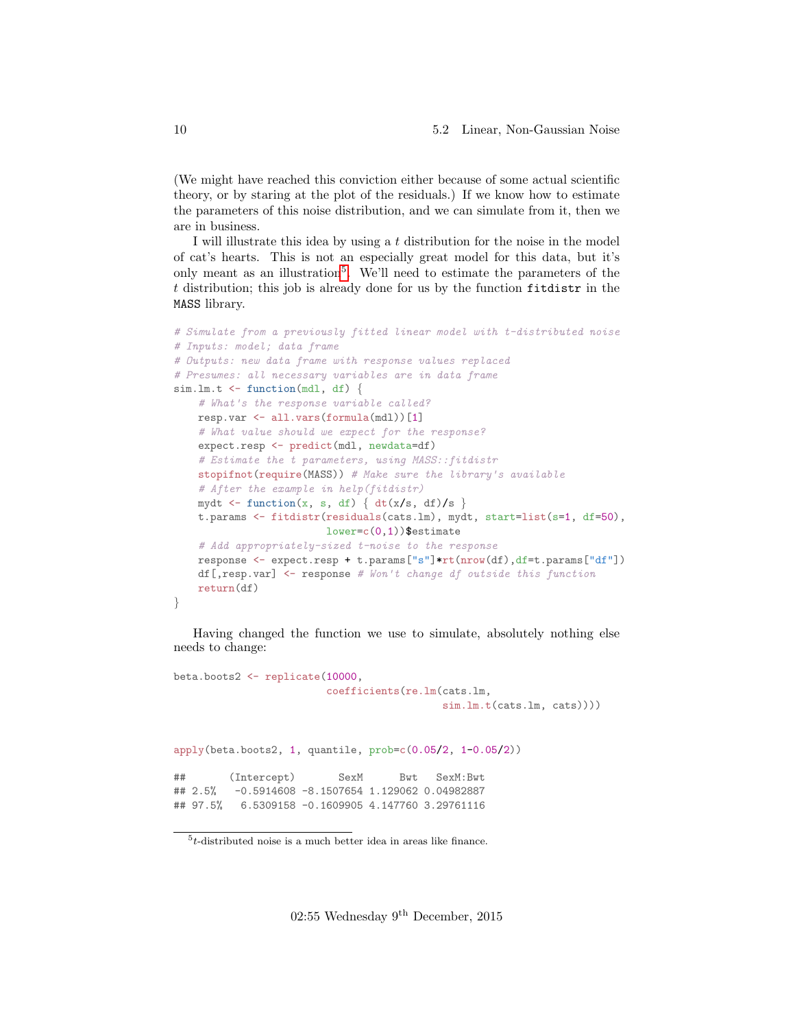(We might have reached this conviction either because of some actual scientific theory, or by staring at the plot of the residuals.) If we know how to estimate the parameters of this noise distribution, and we can simulate from it, then we are in business.

I will illustrate this idea by using a $t$ distribution for the noise in the model of cat's hearts. This is not an especially great model for this data, but it's only meant as an illustration[5]. We'll need to estimate the parameters of the $t$ distribution; this job is already done for us by the function `fitdistr` in the `MASS` library.

```
# Simulate from a previously fitted linear model with t-distributed noise
# Inputs: model; data frame
# Outputs: new data frame with response values replaced
# Presumes: all necessary variables are in data frame
sim.lm.t <- function(mdl, df) {
    # What's the response variable called?
    resp.var <- all.vars(formula(mdl))[1]
    # What value should we expect for the response?
    expect.resp <- predict(mdl, newdata=df)
    # Estimate the t parameters, using MASS::fitdistr
    stopifnot(require(MASS)) # Make sure the library's available
    # After the example in help(fitdistr)
    mydt <- function(x, s, df) { dt(x/s, df)/s }
    t.params <- fitdistr(residuals(cats.lm), mydt, start=list(s=1, df=50),
                         lower=c(0,1))$estimate
    # Add appropriately-sized t-noise to the response
    response <- expect.resp + t.params["s"]*rt(nrow(df),df=t.params["df"])
    df[,resp.var] <- response # Won't change df outside this function
    return(df)
}
```

Having changed the function we use to simulate, absolutely nothing else needs to change:

```
beta.boots2 <- replicate(10000,
                         coefficients(re.lm(cats.lm,
                                            sim.lm.t(cats.lm, cats))))
```

```
apply(beta.boots2, 1, quantile, prob=c(0.05/2, 1-0.05/2))

##       (Intercept)       SexM      Bwt    SexM:Bwt
## 2.5%   -0.5914608 -8.1507654 1.129062 0.04982887
## 97.5%   6.5309158 -0.1609905 4.147760 3.29761116
```

[5] $t$-distributed noise is a much better idea in areas like finance.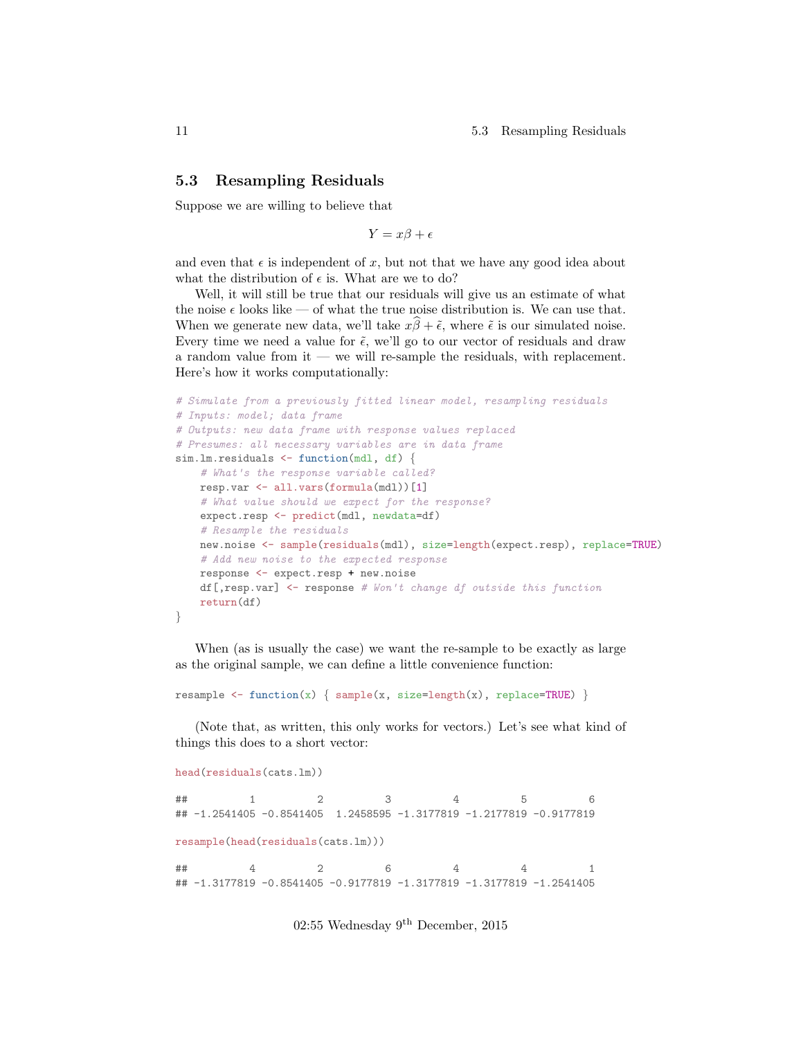## 5.3 Resampling Residuals

Suppose we are willing to believe that

$$Y = x\beta + \epsilon$$

and even that $\epsilon$ is independent of $x$, but not that we have any good idea about what the distribution of $\epsilon$ is. What are we to do?

Well, it will still be true that our residuals will give us an estimate of what the noise $\epsilon$ looks like — of what the true noise distribution is. We can use that. When we generate new data, we'll take $x\widehat{\beta} + \tilde{\epsilon}$, where $\tilde{\epsilon}$ is our simulated noise. Every time we need a value for $\tilde{\epsilon}$, we'll go to our vector of residuals and draw a random value from it — we will re-sample the residuals, with replacement. Here's how it works computationally:

```
# Simulate from a previously fitted linear model, resampling residuals
# Inputs: model; data frame
# Outputs: new data frame with response values replaced
# Presumes: all necessary variables are in data frame
sim.lm.residuals <- function(mdl, df) {
    # What's the response variable called?
    resp.var <- all.vars(formula(mdl))[1]
    # What value should we expect for the response?
    expect.resp <- predict(mdl, newdata=df)
    # Resample the residuals
    new.noise <- sample(residuals(mdl), size=length(expect.resp), replace=TRUE)
    # Add new noise to the expected response
    response <- expect.resp + new.noise
    df[,resp.var] <- response # Won't change df outside this function
    return(df)
}
```

When (as is usually the case) we want the re-sample to be exactly as large as the original sample, we can define a little convenience function:

```
resample <- function(x) { sample(x, size=length(x), replace=TRUE) }
```

(Note that, as written, this only works for vectors.) Let's see what kind of things this does to a short vector:

```
head(residuals(cats.lm))

##          1          2          3          4          5          6
## -1.2541405 -0.8541405  1.2458595 -1.3177819 -1.2177819 -0.9177819

resample(head(residuals(cats.lm)))

##          4          2          6          4          4          1
## -1.3177819 -0.8541405 -0.9177819 -1.3177819 -1.3177819 -1.2541405
```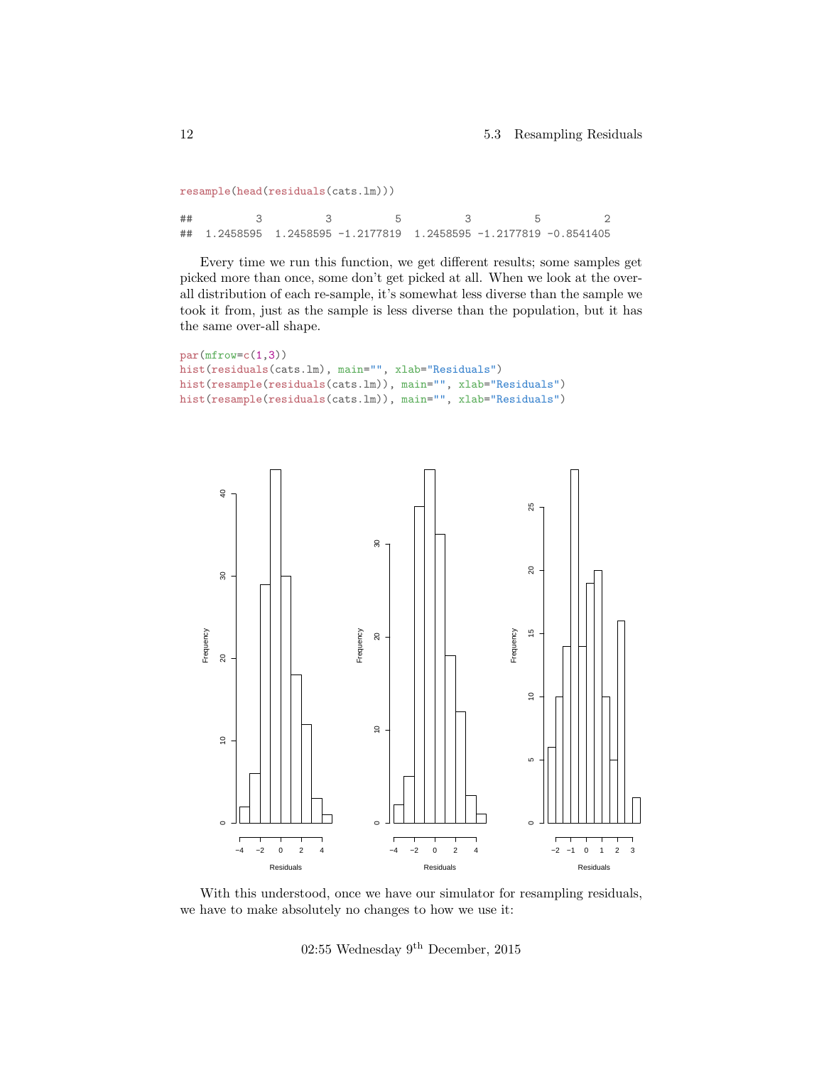```
resample(head(residuals(cats.lm)))

##          3          3          5          3          5          2
##  1.2458595  1.2458595 -1.2177819  1.2458595 -1.2177819 -0.8541405
```

Every time we run this function, we get different results; some samples get picked more than once, some don't get picked at all. When we look at the over-all distribution of each re-sample, it's somewhat less diverse than the sample we took it from, just as the sample is less diverse than the population, but it has the same over-all shape.

```
par(mfrow=c(1,3))
hist(residuals(cats.lm), main="", xlab="Residuals")
hist(resample(residuals(cats.lm)), main="", xlab="Residuals")
hist(resample(residuals(cats.lm)), main="", xlab="Residuals")
```

With this understood, once we have our simulator for resampling residuals, we have to make absolutely no changes to how we use it: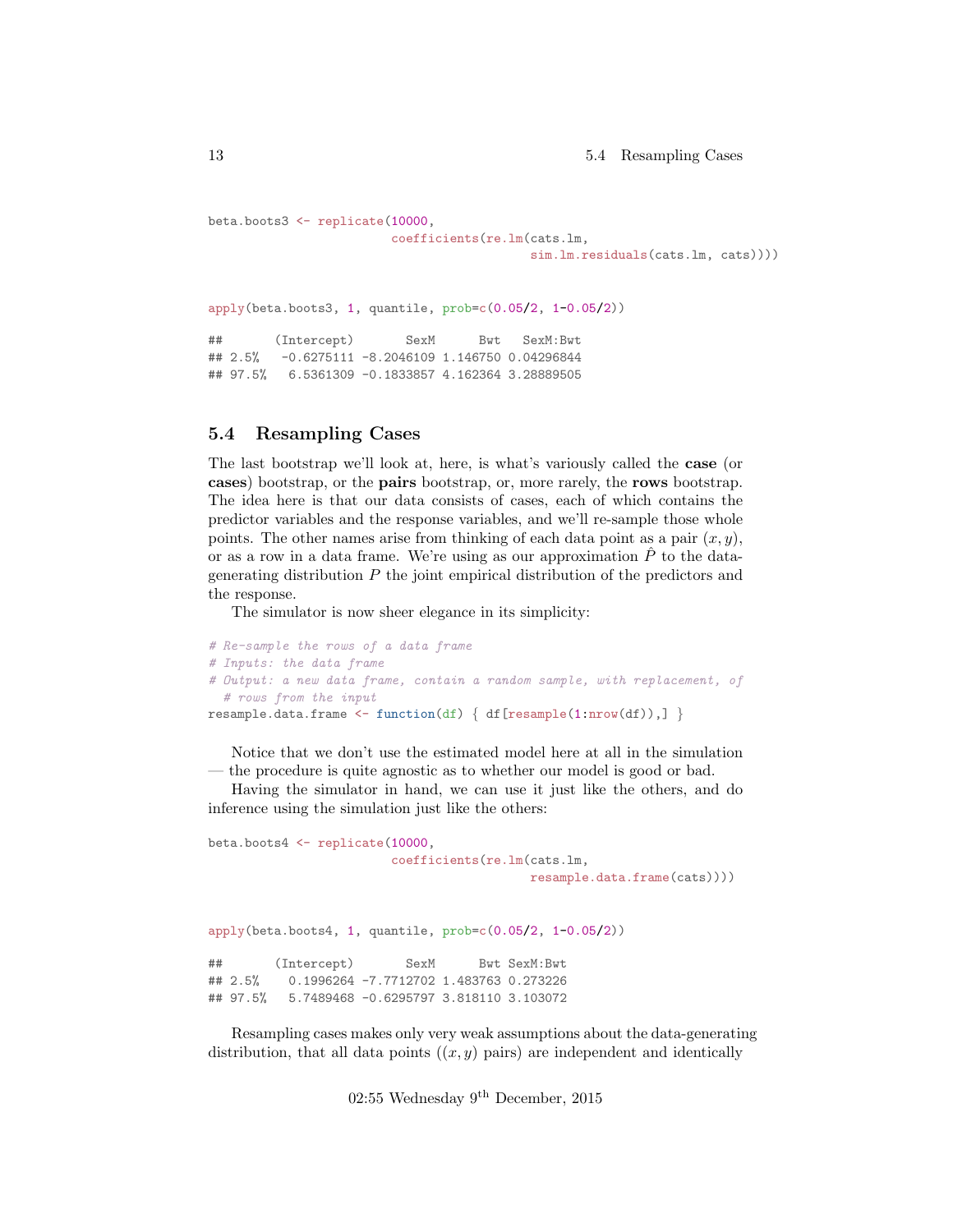```r
beta.boots3 <- replicate(10000,
                         coefficients(re.lm(cats.lm,
                                            sim.lm.residuals(cats.lm, cats))))
```

```r
apply(beta.boots3, 1, quantile, prob=c(0.05/2, 1-0.05/2))

##       (Intercept)       SexM      Bwt   SexM:Bwt
## 2.5%   -0.6275111 -8.2046109 1.146750 0.04296844
## 97.5%   6.5361309 -0.1833857 4.162364 3.28889505
```

## 5.4 Resampling Cases

The last bootstrap we'll look at, here, is what's variously called the **case** (or **cases**) bootstrap, or the **pairs** bootstrap, or, more rarely, the **rows** bootstrap. The idea here is that our data consists of cases, each of which contains the predictor variables and the response variables, and we'll re-sample those whole points. The other names arise from thinking of each data point as a pair $(x, y)$, or as a row in a data frame. We're using as our approximation $\hat{P}$ to the data-generating distribution $P$ the joint empirical distribution of the predictors and the response.

The simulator is now sheer elegance in its simplicity:

```r
# Re-sample the rows of a data frame
# Inputs: the data frame
# Output: a new data frame, contain a random sample, with replacement, of
  # rows from the input
resample.data.frame <- function(df) { df[resample(1:nrow(df)),] }
```

Notice that we don't use the estimated model here at all in the simulation — the procedure is quite agnostic as to whether our model is good or bad.

Having the simulator in hand, we can use it just like the others, and do inference using the simulation just like the others:

```r
beta.boots4 <- replicate(10000,
                         coefficients(re.lm(cats.lm,
                                            resample.data.frame(cats))))
```

```r
apply(beta.boots4, 1, quantile, prob=c(0.05/2, 1-0.05/2))

##       (Intercept)       SexM      Bwt SexM:Bwt
## 2.5%    0.1996264 -7.7712702 1.483763 0.273226
## 97.5%   5.7489468 -0.6295797 3.818110 3.103072
```

Resampling cases makes only very weak assumptions about the data-generating distribution, that all data points ($(x, y)$ pairs) are independent and identically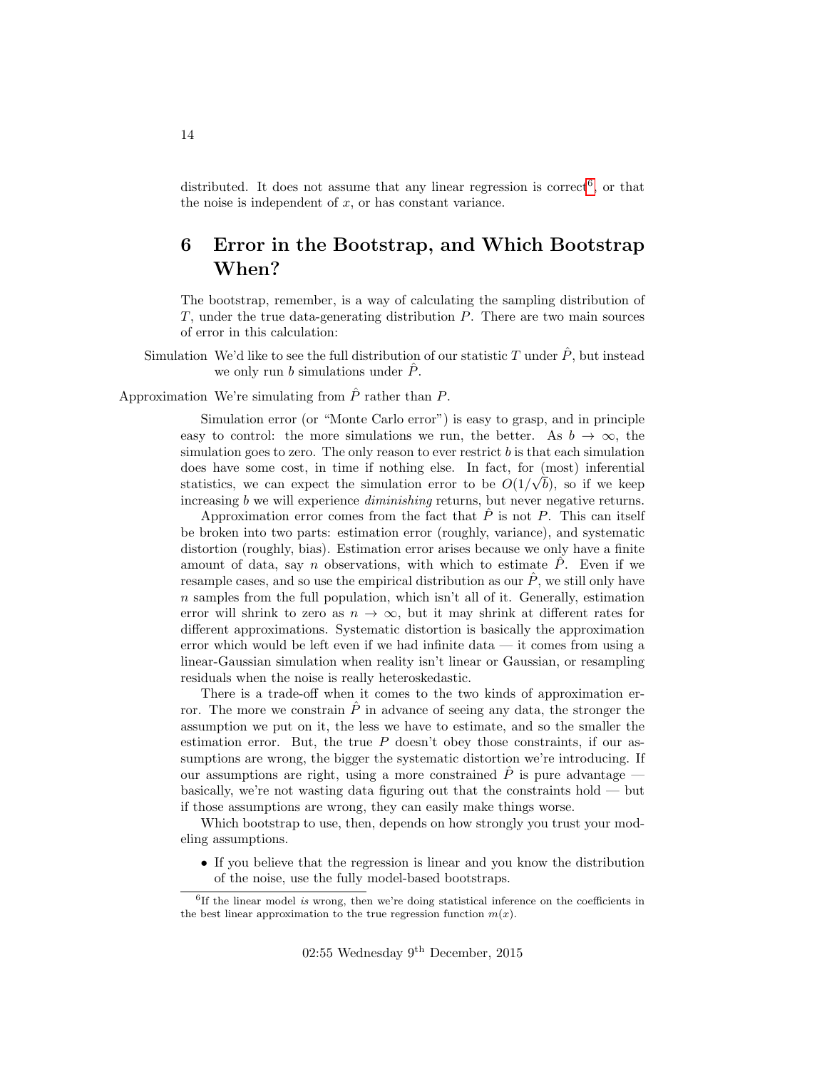distributed. It does not assume that any linear regression is correct[6], or that the noise is independent of $x$, or has constant variance.

# 6 Error in the Bootstrap, and Which Bootstrap When?

The bootstrap, remember, is a way of calculating the sampling distribution of $T$, under the true data-generating distribution $P$. There are two main sources of error in this calculation:

**Simulation** We'd like to see the full distribution of our statistic $T$ under $\hat{P}$, but instead we only run $b$ simulations under $\hat{P}$.

**Approximation** We're simulating from $\hat{P}$ rather than $P$.

Simulation error (or "Monte Carlo error") is easy to grasp, and in principle easy to control: the more simulations we run, the better. As $b \to \infty$, the simulation goes to zero. The only reason to ever restrict $b$ is that each simulation does have some cost, in time if nothing else. In fact, for (most) inferential statistics, we can expect the simulation error to be $O(1/\sqrt{b})$, so if we keep increasing $b$ we will experience *diminishing* returns, but never negative returns.

Approximation error comes from the fact that $\hat{P}$ is not $P$. This can itself be broken into two parts: estimation error (roughly, variance), and systematic distortion (roughly, bias). Estimation error arises because we only have a finite amount of data, say $n$ observations, with which to estimate $\hat{P}$. Even if we resample cases, and so use the empirical distribution as our $\hat{P}$, we still only have $n$ samples from the full population, which isn't all of it. Generally, estimation error will shrink to zero as $n \to \infty$, but it may shrink at different rates for different approximations. Systematic distortion is basically the approximation error which would be left even if we had infinite data — it comes from using a linear-Gaussian simulation when reality isn't linear or Gaussian, or resampling residuals when the noise is really heteroskedastic.

There is a trade-off when it comes to the two kinds of approximation error. The more we constrain $\hat{P}$ in advance of seeing any data, the stronger the assumption we put on it, the less we have to estimate, and so the smaller the estimation error. But, the true $P$ doesn't obey those constraints, if our assumptions are wrong, the bigger the systematic distortion we're introducing. If our assumptions are right, using a more constrained $\hat{P}$ is pure advantage — basically, we're not wasting data figuring out that the constraints hold — but if those assumptions are wrong, they can easily make things worse.

Which bootstrap to use, then, depends on how strongly you trust your modeling assumptions.

- If you believe that the regression is linear and you know the distribution of the noise, use the fully model-based bootstraps.

[6] If the linear model *is* wrong, then we're doing statistical inference on the coefficients in the best linear approximation to the true regression function $m(x)$.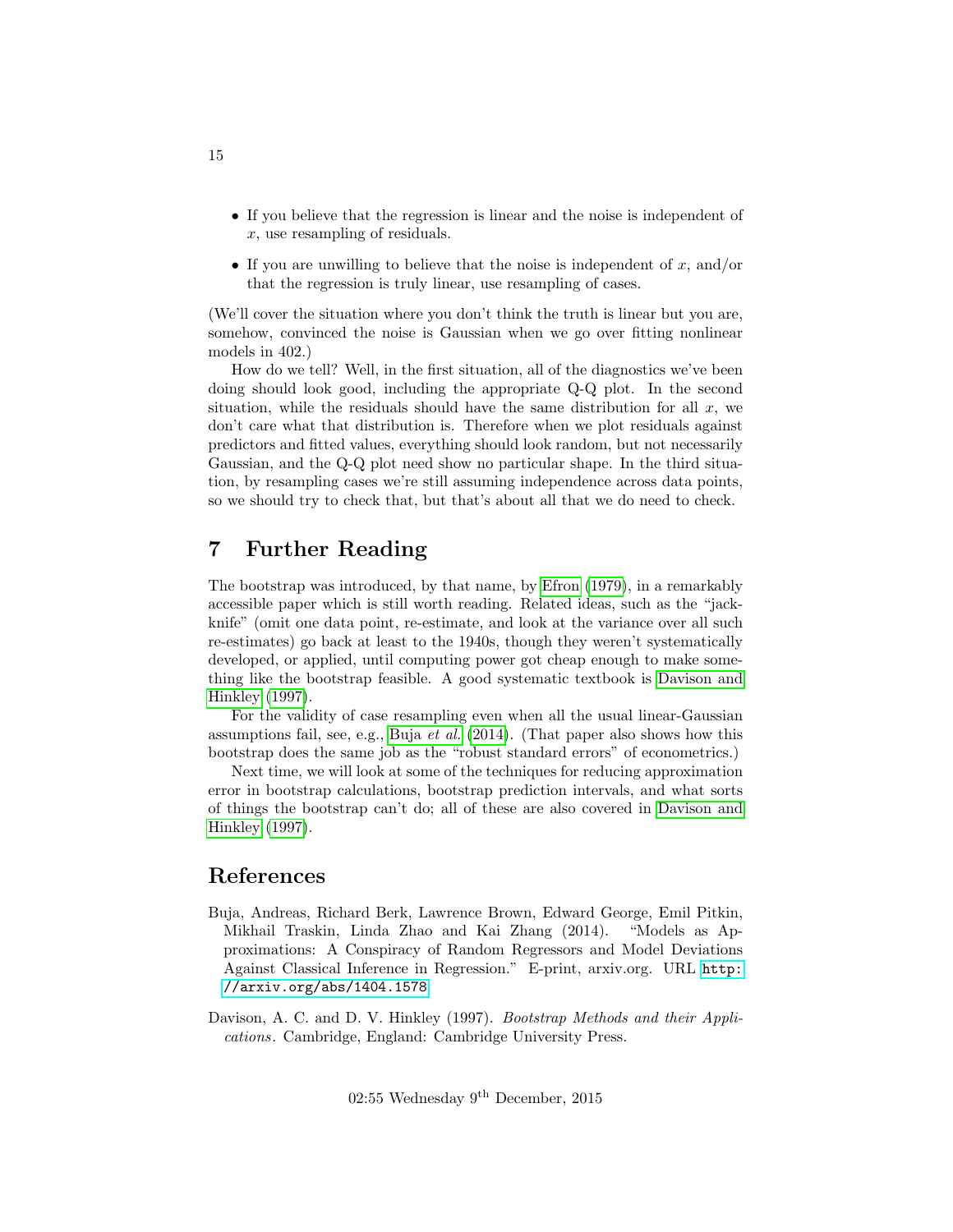- If you believe that the regression is linear and the noise is independent of $x$, use resampling of residuals.
- If you are unwilling to believe that the noise is independent of $x$, and/or that the regression is truly linear, use resampling of cases.

(We'll cover the situation where you don't think the truth is linear but you are, somehow, convinced the noise is Gaussian when we go over fitting nonlinear models in 402.)

How do we tell? Well, in the first situation, all of the diagnostics we've been doing should look good, including the appropriate Q-Q plot. In the second situation, while the residuals should have the same distribution for all $x$, we don't care what that distribution is. Therefore when we plot residuals against predictors and fitted values, everything should look random, but not necessarily Gaussian, and the Q-Q plot need show no particular shape. In the third situation, by resampling cases we're still assuming independence across data points, so we should try to check that, but that's about all that we do need to check.

## 7 Further Reading

The bootstrap was introduced, by that name, by Efron (1979), in a remarkably accessible paper which is still worth reading. Related ideas, such as the "jackknife" (omit one data point, re-estimate, and look at the variance over all such re-estimates) go back at least to the 1940s, though they weren't systematically developed, or applied, until computing power got cheap enough to make something like the bootstrap feasible. A good systematic textbook is Davison and Hinkley (1997).

For the validity of case resampling even when all the usual linear-Gaussian assumptions fail, see, e.g., Buja *et al.* (2014). (That paper also shows how this bootstrap does the same job as the "robust standard errors" of econometrics.)

Next time, we will look at some of the techniques for reducing approximation error in bootstrap calculations, bootstrap prediction intervals, and what sorts of things the bootstrap can't do; all of these are also covered in Davison and Hinkley (1997).

## References

Buja, Andreas, Richard Berk, Lawrence Brown, Edward George, Emil Pitkin, Mikhail Traskin, Linda Zhao and Kai Zhang (2014). "Models as Approximations: A Conspiracy of Random Regressors and Model Deviations Against Classical Inference in Regression." E-print, arxiv.org. URL `http://arxiv.org/abs/1404.1578`

Davison, A. C. and D. V. Hinkley (1997). *Bootstrap Methods and their Applications*. Cambridge, England: Cambridge University Press.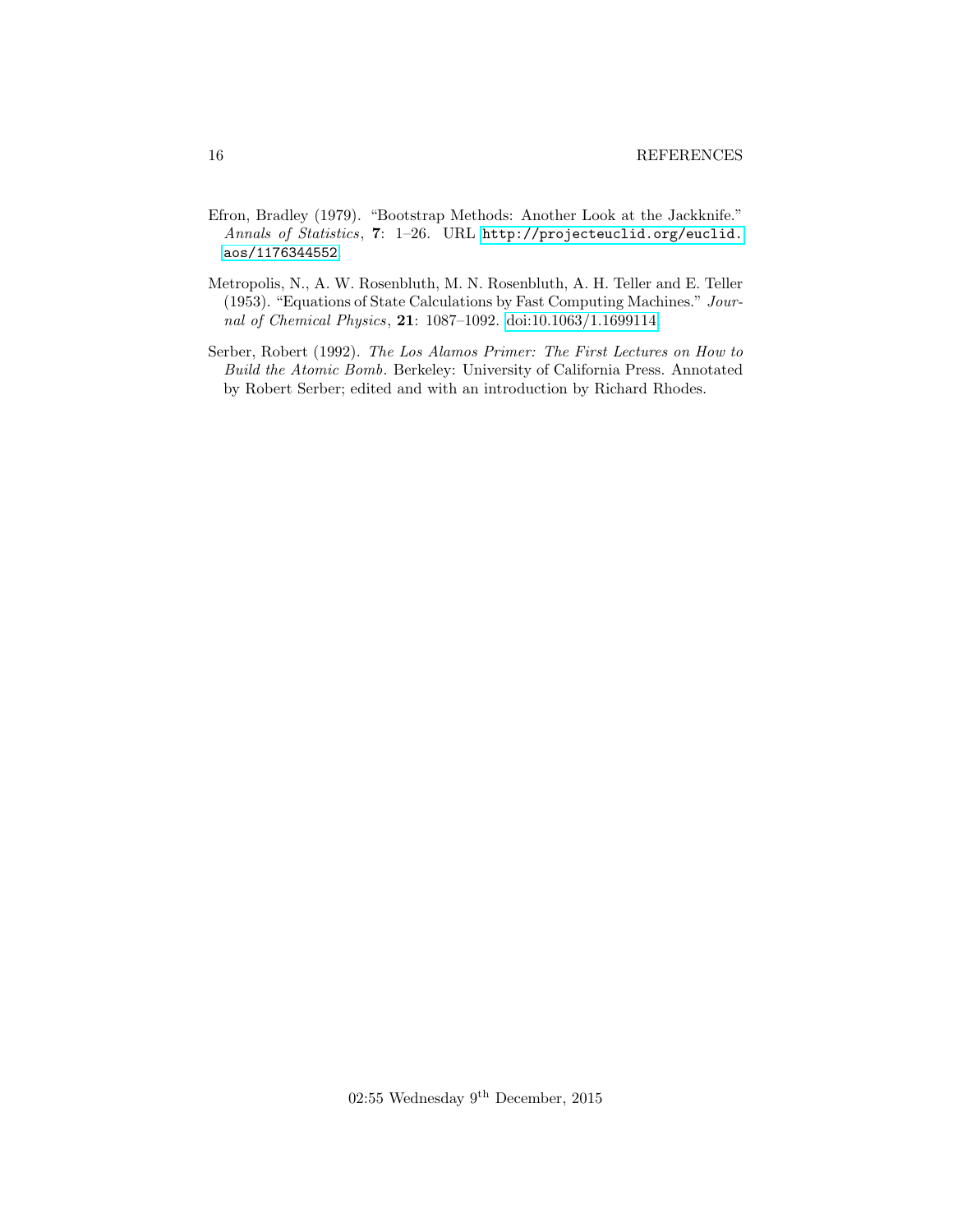Efron, Bradley (1979). "Bootstrap Methods: Another Look at the Jackknife." *Annals of Statistics*, **7**: 1–26. URL http://projecteuclid.org/euclid.aos/1176344552.

Metropolis, N., A. W. Rosenbluth, M. N. Rosenbluth, A. H. Teller and E. Teller (1953). "Equations of State Calculations by Fast Computing Machines." *Journal of Chemical Physics*, **21**: 1087–1092. doi:10.1063/1.1699114.

Serber, Robert (1992). *The Los Alamos Primer: The First Lectures on How to Build the Atomic Bomb*. Berkeley: University of California Press. Annotated by Robert Serber; edited and with an introduction by Richard Rhodes.